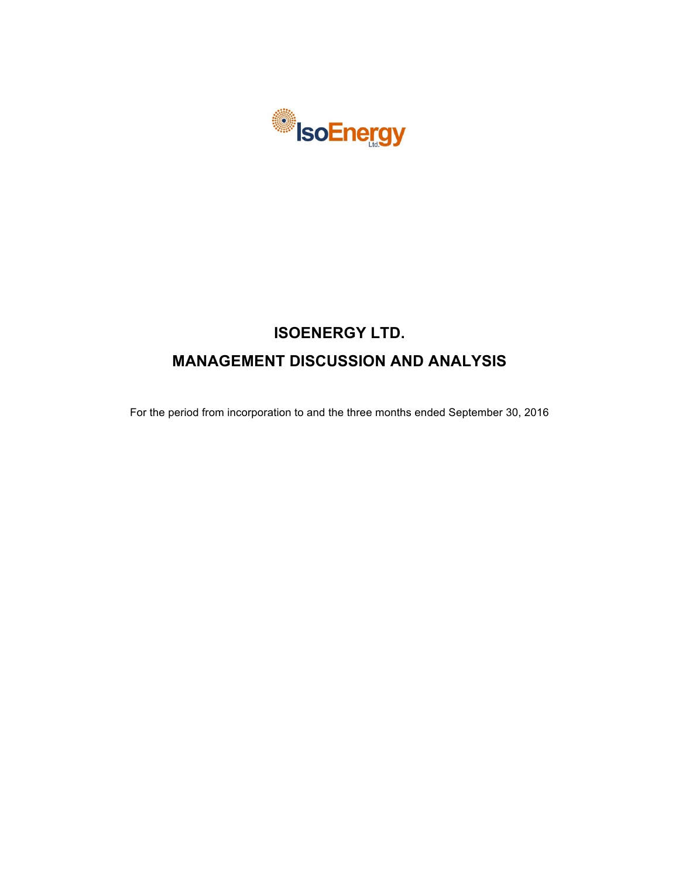# ISOENERGY LTD.

# MANAGEMENT DISCUSSION AND ANALYSIS

For the period from incorporation to and the three months ended September 30, 2016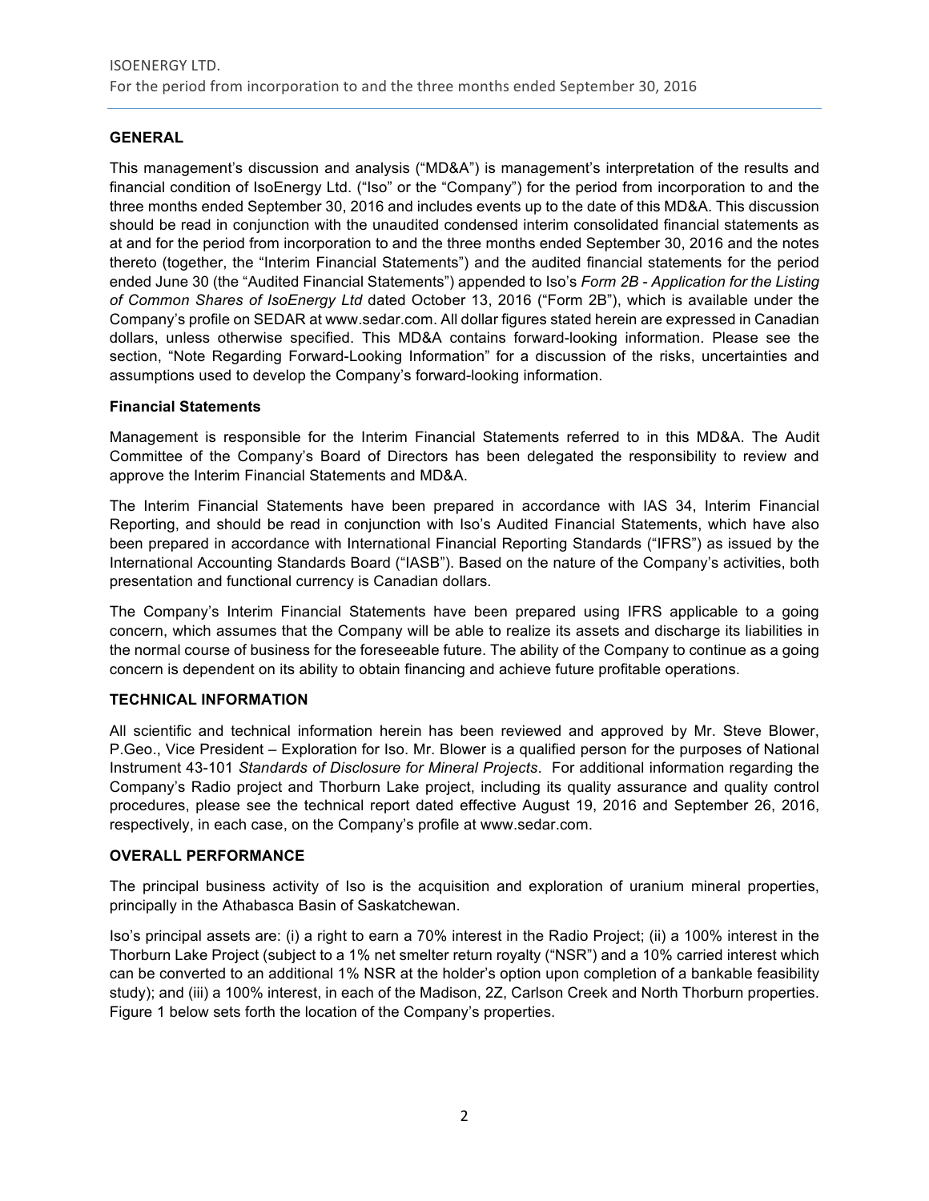## GENERAL

This management's discussion and analysis ("MD&A") is management's interpretation of the results and financial condition of IsoEnergy Ltd. ("Iso" or the "Company") for the period from incorporation to and the three months ended September 30, 2016 and includes events up to the date of this MD&A. This discussion should be read in conjunction with the unaudited condensed interim consolidated financial statements as at and for the period from incorporation to and the three months ended September 30, 2016 and the notes thereto (together, the "Interim Financial Statements") and the audited financial statements for the period ended June 30 (the "Audited Financial Statements") appended to Iso's *Form 2B - Application for the Listing of Common Shares of IsoEnergy Ltd* dated October 13, 2016 ("Form 2B"), which is available under the Company's profile on SEDAR at www.sedar.com. All dollar figures stated herein are expressed in Canadian dollars, unless otherwise specified. This MD&A contains forward-looking information. Please see the section, "Note Regarding Forward-Looking Information" for a discussion of the risks, uncertainties and assumptions used to develop the Company's forward-looking information.

### Financial Statements

Management is responsible for the Interim Financial Statements referred to in this MD&A. The Audit Committee of the Company's Board of Directors has been delegated the responsibility to review and approve the Interim Financial Statements and MD&A.

The Interim Financial Statements have been prepared in accordance with IAS 34, Interim Financial Reporting, and should be read in conjunction with Iso's Audited Financial Statements, which have also been prepared in accordance with International Financial Reporting Standards ("IFRS") as issued by the International Accounting Standards Board ("IASB"). Based on the nature of the Company's activities, both presentation and functional currency is Canadian dollars.

The Company's Interim Financial Statements have been prepared using IFRS applicable to a going concern, which assumes that the Company will be able to realize its assets and discharge its liabilities in the normal course of business for the foreseeable future. The ability of the Company to continue as a going concern is dependent on its ability to obtain financing and achieve future profitable operations.

## TECHNICAL INFORMATION

All scientific and technical information herein has been reviewed and approved by Mr. Steve Blower, P.Geo., Vice President – Exploration for Iso. Mr. Blower is a qualified person for the purposes of National Instrument 43-101 *Standards of Disclosure for Mineral Projects*. For additional information regarding the Company's Radio project and Thorburn Lake project, including its quality assurance and quality control procedures, please see the technical report dated effective August 19, 2016 and September 26, 2016, respectively, in each case, on the Company's profile at www.sedar.com.

## OVERALL PERFORMANCE

The principal business activity of Iso is the acquisition and exploration of uranium mineral properties, principally in the Athabasca Basin of Saskatchewan.

Iso's principal assets are: (i) a right to earn a 70% interest in the Radio Project; (ii) a 100% interest in the Thorburn Lake Project (subject to a 1% net smelter return royalty ("NSR") and a 10% carried interest which can be converted to an additional 1% NSR at the holder's option upon completion of a bankable feasibility study); and (iii) a 100% interest, in each of the Madison, 2Z, Carlson Creek and North Thorburn properties. Figure 1 below sets forth the location of the Company's properties.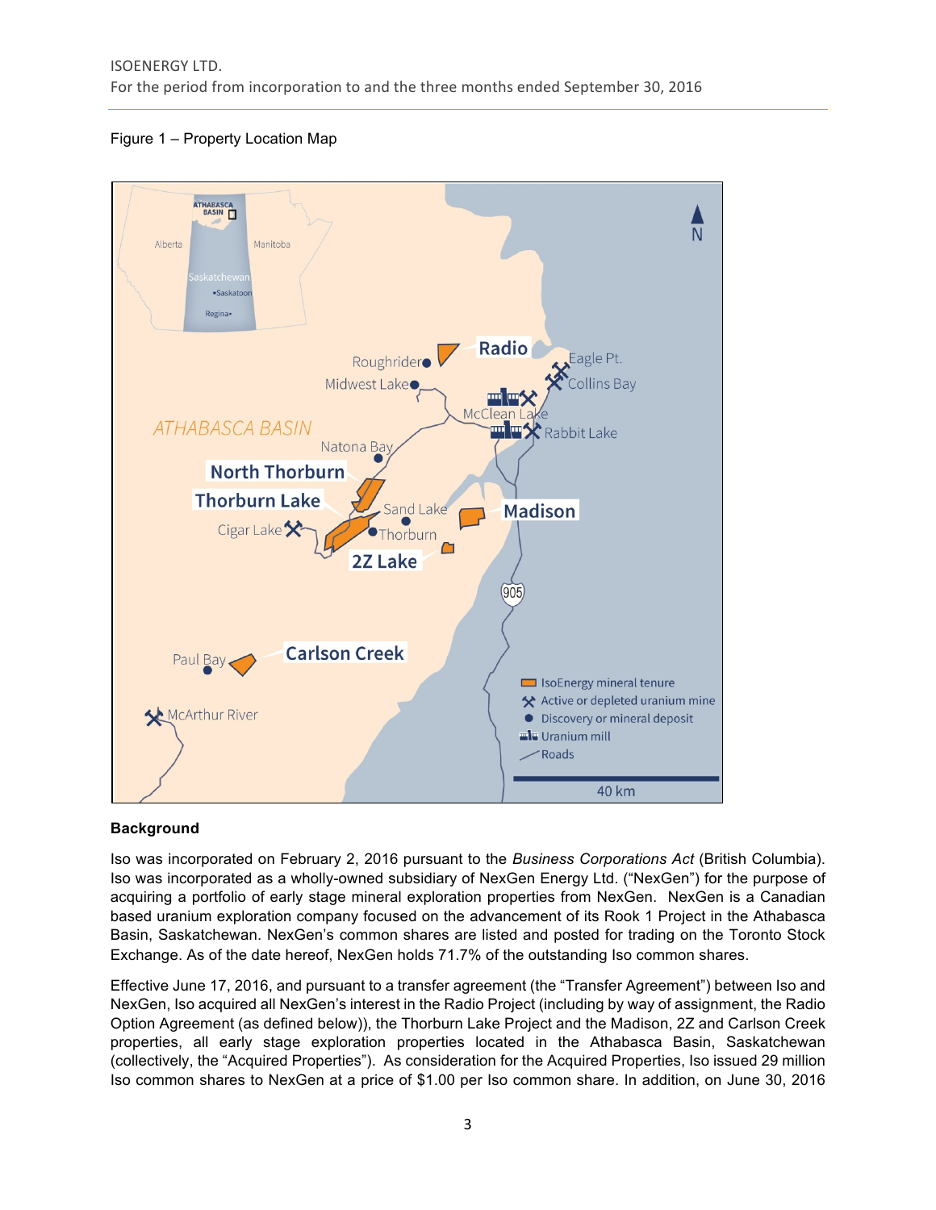Figure 1 – Property Location Map

## Background

Iso was incorporated on February 2, 2016 pursuant to the *Business Corporations Act* (British Columbia). Iso was incorporated as a wholly-owned subsidiary of NexGen Energy Ltd. ("NexGen") for the purpose of acquiring a portfolio of early stage mineral exploration properties from NexGen. NexGen is a Canadian based uranium exploration company focused on the advancement of its Rook 1 Project in the Athabasca Basin, Saskatchewan. NexGen's common shares are listed and posted for trading on the Toronto Stock Exchange. As of the date hereof, NexGen holds 71.7% of the outstanding Iso common shares.

Effective June 17, 2016, and pursuant to a transfer agreement (the "Transfer Agreement") between Iso and NexGen, Iso acquired all NexGen's interest in the Radio Project (including by way of assignment, the Radio Option Agreement (as defined below)), the Thorburn Lake Project and the Madison, 2Z and Carlson Creek properties, all early stage exploration properties located in the Athabasca Basin, Saskatchewan (collectively, the "Acquired Properties"). As consideration for the Acquired Properties, Iso issued 29 million Iso common shares to NexGen at a price of $1.00 per Iso common share. In addition, on June 30, 2016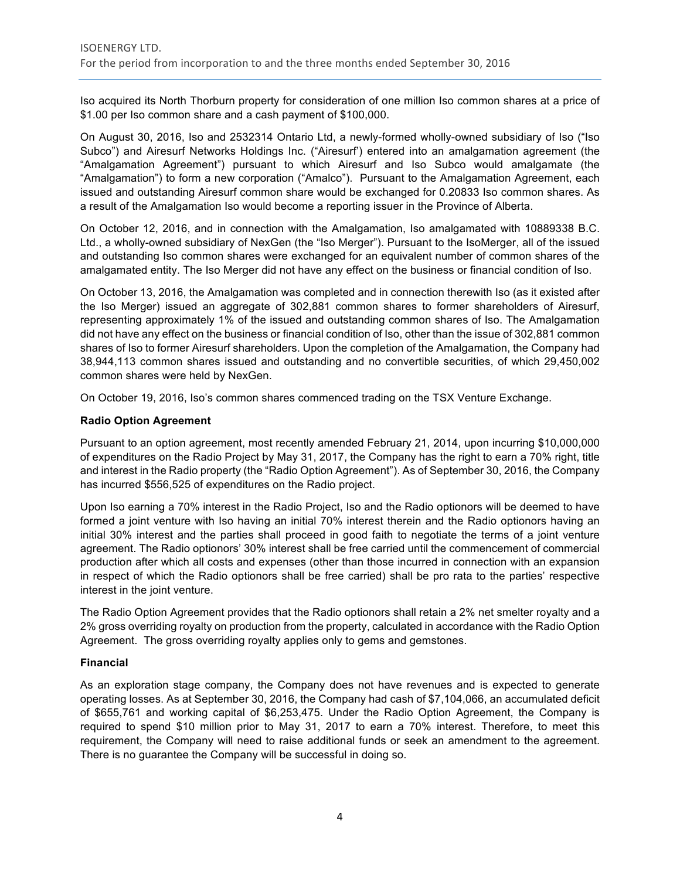Iso acquired its North Thorburn property for consideration of one million Iso common shares at a price of $1.00 per Iso common share and a cash payment of $100,000.

On August 30, 2016, Iso and 2532314 Ontario Ltd, a newly-formed wholly-owned subsidiary of Iso ("Iso Subco") and Airesurf Networks Holdings Inc. ("Airesurf') entered into an amalgamation agreement (the "Amalgamation Agreement") pursuant to which Airesurf and Iso Subco would amalgamate (the "Amalgamation") to form a new corporation ("Amalco"). Pursuant to the Amalgamation Agreement, each issued and outstanding Airesurf common share would be exchanged for 0.20833 Iso common shares. As a result of the Amalgamation Iso would become a reporting issuer in the Province of Alberta.

On October 12, 2016, and in connection with the Amalgamation, Iso amalgamated with 10889338 B.C. Ltd., a wholly-owned subsidiary of NexGen (the "Iso Merger"). Pursuant to the IsoMerger, all of the issued and outstanding Iso common shares were exchanged for an equivalent number of common shares of the amalgamated entity. The Iso Merger did not have any effect on the business or financial condition of Iso.

On October 13, 2016, the Amalgamation was completed and in connection therewith Iso (as it existed after the Iso Merger) issued an aggregate of 302,881 common shares to former shareholders of Airesurf, representing approximately 1% of the issued and outstanding common shares of Iso. The Amalgamation did not have any effect on the business or financial condition of Iso, other than the issue of 302,881 common shares of Iso to former Airesurf shareholders. Upon the completion of the Amalgamation, the Company had 38,944,113 common shares issued and outstanding and no convertible securities, of which 29,450,002 common shares were held by NexGen.

On October 19, 2016, Iso's common shares commenced trading on the TSX Venture Exchange.

**Radio Option Agreement**

Pursuant to an option agreement, most recently amended February 21, 2014, upon incurring $10,000,000 of expenditures on the Radio Project by May 31, 2017, the Company has the right to earn a 70% right, title and interest in the Radio property (the "Radio Option Agreement"). As of September 30, 2016, the Company has incurred $556,525 of expenditures on the Radio project.

Upon Iso earning a 70% interest in the Radio Project, Iso and the Radio optionors will be deemed to have formed a joint venture with Iso having an initial 70% interest therein and the Radio optionors having an initial 30% interest and the parties shall proceed in good faith to negotiate the terms of a joint venture agreement. The Radio optionors' 30% interest shall be free carried until the commencement of commercial production after which all costs and expenses (other than those incurred in connection with an expansion in respect of which the Radio optionors shall be free carried) shall be pro rata to the parties' respective interest in the joint venture.

The Radio Option Agreement provides that the Radio optionors shall retain a 2% net smelter royalty and a 2% gross overriding royalty on production from the property, calculated in accordance with the Radio Option Agreement. The gross overriding royalty applies only to gems and gemstones.

**Financial**

As an exploration stage company, the Company does not have revenues and is expected to generate operating losses. As at September 30, 2016, the Company had cash of $7,104,066, an accumulated deficit of $655,761 and working capital of $6,253,475. Under the Radio Option Agreement, the Company is required to spend $10 million prior to May 31, 2017 to earn a 70% interest. Therefore, to meet this requirement, the Company will need to raise additional funds or seek an amendment to the agreement. There is no guarantee the Company will be successful in doing so.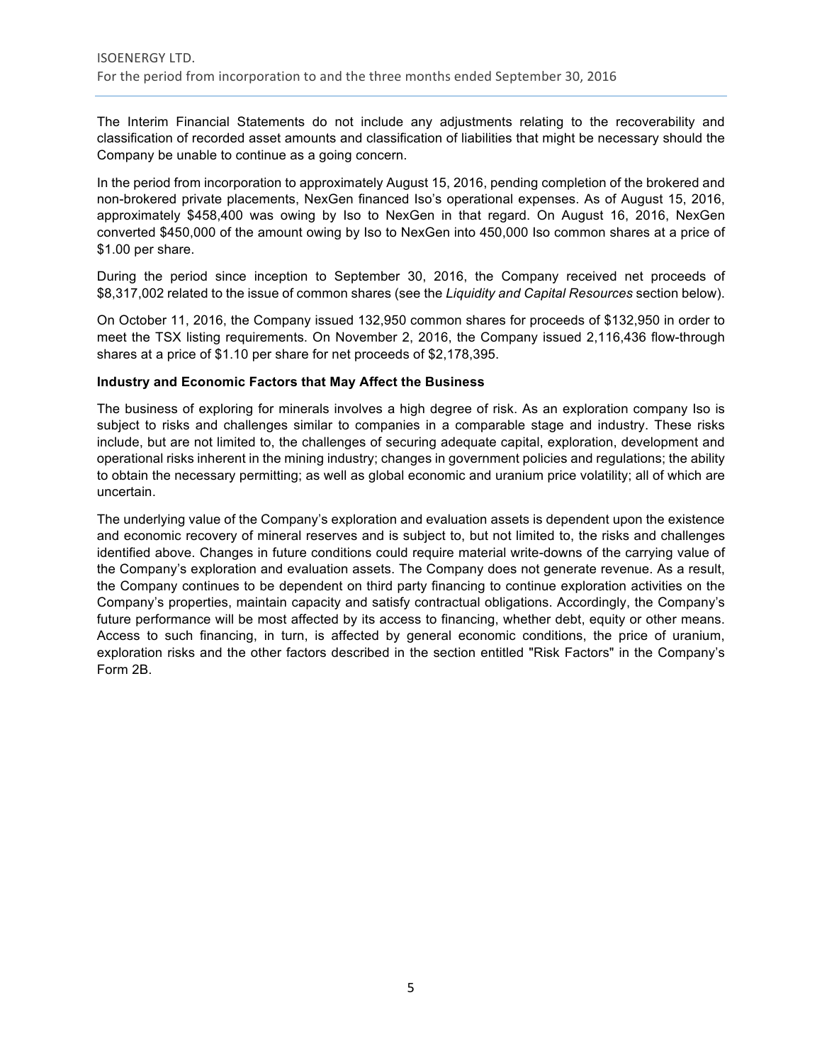The Interim Financial Statements do not include any adjustments relating to the recoverability and classification of recorded asset amounts and classification of liabilities that might be necessary should the Company be unable to continue as a going concern.

In the period from incorporation to approximately August 15, 2016, pending completion of the brokered and non-brokered private placements, NexGen financed Iso's operational expenses. As of August 15, 2016, approximately $458,400 was owing by Iso to NexGen in that regard. On August 16, 2016, NexGen converted $450,000 of the amount owing by Iso to NexGen into 450,000 Iso common shares at a price of $1.00 per share.

During the period since inception to September 30, 2016, the Company received net proceeds of $8,317,002 related to the issue of common shares (see the *Liquidity and Capital Resources* section below).

On October 11, 2016, the Company issued 132,950 common shares for proceeds of $132,950 in order to meet the TSX listing requirements. On November 2, 2016, the Company issued 2,116,436 flow-through shares at a price of $1.10 per share for net proceeds of $2,178,395.

**Industry and Economic Factors that May Affect the Business**

The business of exploring for minerals involves a high degree of risk. As an exploration company Iso is subject to risks and challenges similar to companies in a comparable stage and industry. These risks include, but are not limited to, the challenges of securing adequate capital, exploration, development and operational risks inherent in the mining industry; changes in government policies and regulations; the ability to obtain the necessary permitting; as well as global economic and uranium price volatility; all of which are uncertain.

The underlying value of the Company's exploration and evaluation assets is dependent upon the existence and economic recovery of mineral reserves and is subject to, but not limited to, the risks and challenges identified above. Changes in future conditions could require material write-downs of the carrying value of the Company's exploration and evaluation assets. The Company does not generate revenue. As a result, the Company continues to be dependent on third party financing to continue exploration activities on the Company's properties, maintain capacity and satisfy contractual obligations. Accordingly, the Company's future performance will be most affected by its access to financing, whether debt, equity or other means. Access to such financing, in turn, is affected by general economic conditions, the price of uranium, exploration risks and the other factors described in the section entitled "Risk Factors" in the Company's Form 2B.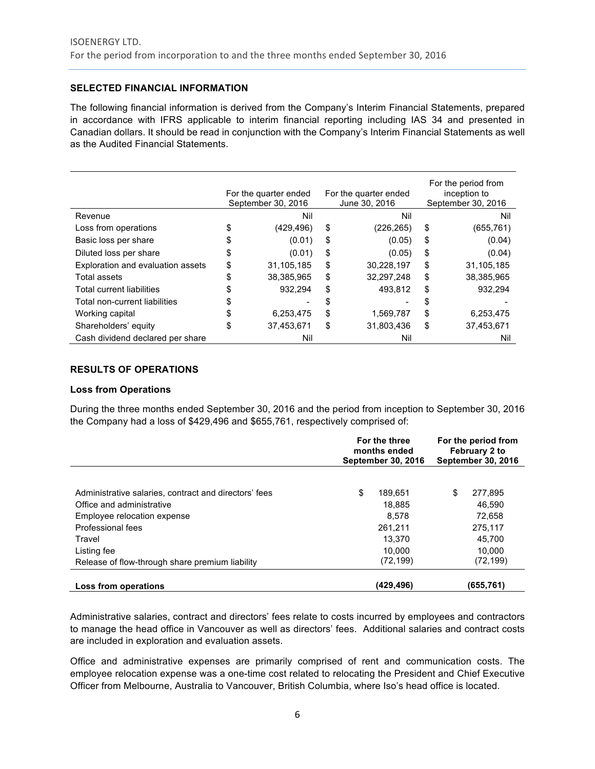## SELECTED FINANCIAL INFORMATION

The following financial information is derived from the Company's Interim Financial Statements, prepared in accordance with IFRS applicable to interim financial reporting including IAS 34 and presented in Canadian dollars. It should be read in conjunction with the Company's Interim Financial Statements as well as the Audited Financial Statements.

| | For the quarter ended September 30, 2016 | For the quarter ended June 30, 2016 | For the period from inception to September 30, 2016 |
|---|---|---|---|
| Revenue | Nil | Nil | Nil |
| Loss from operations | $ (429,496) | $ (226,265) | $ (655,761) |
| Basic loss per share | $ (0.01) | $ (0.05) | $ (0.04) |
| Diluted loss per share | $ (0.01) | $ (0.05) | $ (0.04) |
| Exploration and evaluation assets | $ 31,105,185 | $ 30,228,197 | $ 31,105,185 |
| Total assets | $ 38,385,965 | $ 32,297,248 | $ 38,385,965 |
| Total current liabilities | $ 932,294 | $ 493,812 | $ 932,294 |
| Total non-current liabilities | $ - | $ - | $ - |
| Working capital | $ 6,253,475 | $ 1,569,787 | $ 6,253,475 |
| Shareholders' equity | $ 37,453,671 | $ 31,803,436 | $ 37,453,671 |
| Cash dividend declared per share | Nil | Nil | Nil |

## RESULTS OF OPERATIONS

### Loss from Operations

During the three months ended September 30, 2016 and the period from inception to September 30, 2016 the Company had a loss of $429,496 and $655,761, respectively comprised of:

| | For the three months ended September 30, 2016 | For the period from February 2 to September 30, 2016 |
|---|---|---|
| Administrative salaries, contract and directors' fees | $ 189,651 | $ 277,895 |
| Office and administrative | 18,885 | 46,590 |
| Employee relocation expense | 8,578 | 72,658 |
| Professional fees | 261,211 | 275,117 |
| Travel | 13,370 | 45,700 |
| Listing fee | 10,000 | 10,000 |
| Release of flow-through share premium liability | (72,199) | (72,199) |
| **Loss from operations** | **(429,496)** | **(655,761)** |

Administrative salaries, contract and directors' fees relate to costs incurred by employees and contractors to manage the head office in Vancouver as well as directors' fees. Additional salaries and contract costs are included in exploration and evaluation assets.

Office and administrative expenses are primarily comprised of rent and communication costs. The employee relocation expense was a one-time cost related to relocating the President and Chief Executive Officer from Melbourne, Australia to Vancouver, British Columbia, where Iso's head office is located.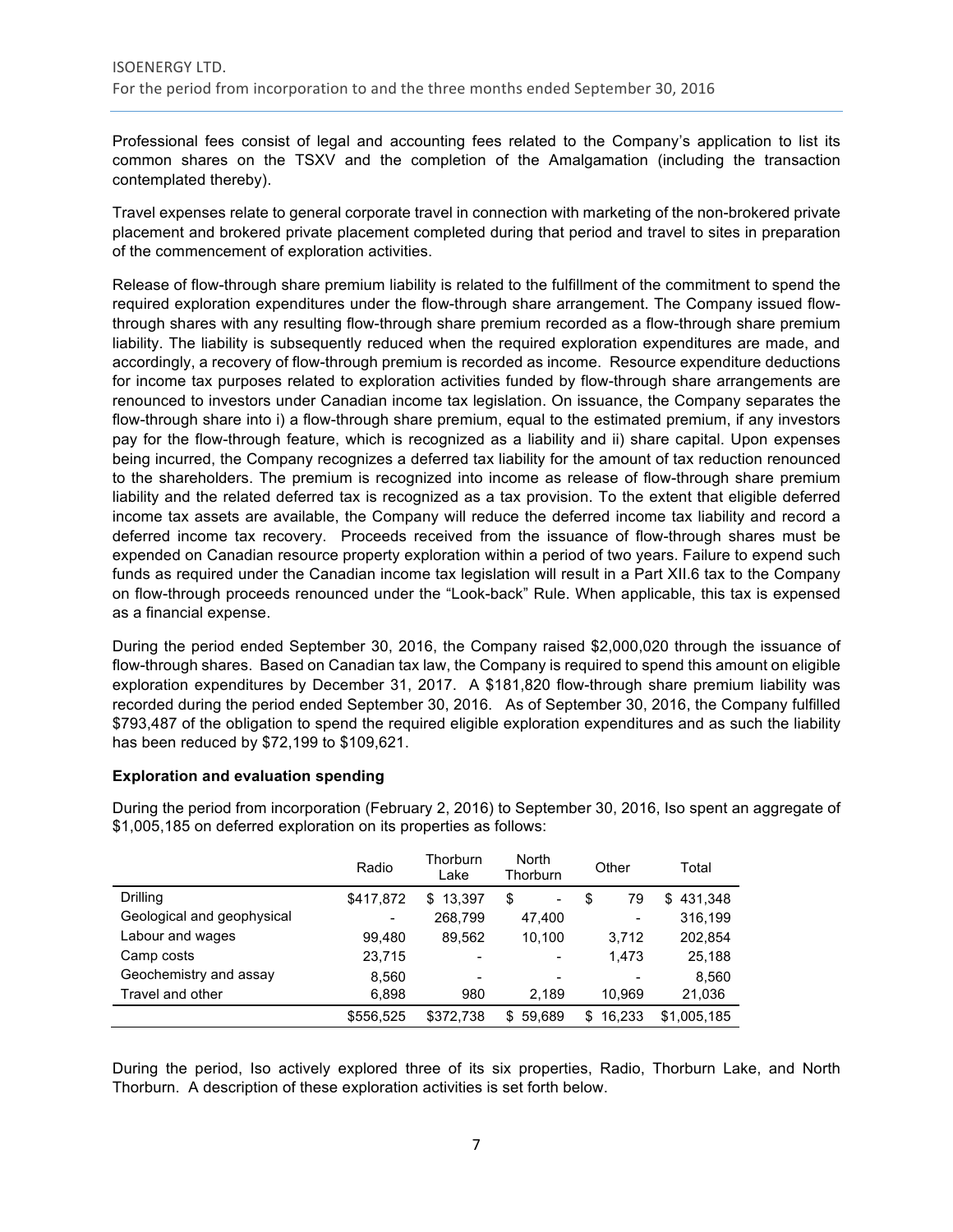Professional fees consist of legal and accounting fees related to the Company's application to list its common shares on the TSXV and the completion of the Amalgamation (including the transaction contemplated thereby).

Travel expenses relate to general corporate travel in connection with marketing of the non-brokered private placement and brokered private placement completed during that period and travel to sites in preparation of the commencement of exploration activities.

Release of flow-through share premium liability is related to the fulfillment of the commitment to spend the required exploration expenditures under the flow-through share arrangement. The Company issued flow-through shares with any resulting flow-through share premium recorded as a flow-through share premium liability. The liability is subsequently reduced when the required exploration expenditures are made, and accordingly, a recovery of flow-through premium is recorded as income. Resource expenditure deductions for income tax purposes related to exploration activities funded by flow-through share arrangements are renounced to investors under Canadian income tax legislation. On issuance, the Company separates the flow-through share into i) a flow-through share premium, equal to the estimated premium, if any investors pay for the flow-through feature, which is recognized as a liability and ii) share capital. Upon expenses being incurred, the Company recognizes a deferred tax liability for the amount of tax reduction renounced to the shareholders. The premium is recognized into income as release of flow-through share premium liability and the related deferred tax is recognized as a tax provision. To the extent that eligible deferred income tax assets are available, the Company will reduce the deferred income tax liability and record a deferred income tax recovery. Proceeds received from the issuance of flow-through shares must be expended on Canadian resource property exploration within a period of two years. Failure to expend such funds as required under the Canadian income tax legislation will result in a Part XII.6 tax to the Company on flow-through proceeds renounced under the "Look-back" Rule. When applicable, this tax is expensed as a financial expense.

During the period ended September 30, 2016, the Company raised $2,000,020 through the issuance of flow-through shares. Based on Canadian tax law, the Company is required to spend this amount on eligible exploration expenditures by December 31, 2017. A $181,820 flow-through share premium liability was recorded during the period ended September 30, 2016. As of September 30, 2016, the Company fulfilled $793,487 of the obligation to spend the required eligible exploration expenditures and as such the liability has been reduced by $72,199 to $109,621.

**Exploration and evaluation spending**

During the period from incorporation (February 2, 2016) to September 30, 2016, Iso spent an aggregate of $1,005,185 on deferred exploration on its properties as follows:

| | Radio | Thorburn Lake | North Thorburn | Other | Total |
|---|---|---|---|---|---|
| Drilling | $417,872 | $ 13,397 | $ - | $ 79 | $ 431,348 |
| Geological and geophysical | - | 268,799 | 47,400 | - | 316,199 |
| Labour and wages | 99,480 | 89,562 | 10,100 | 3,712 | 202,854 |
| Camp costs | 23,715 | - | - | 1,473 | 25,188 |
| Geochemistry and assay | 8,560 | - | - | - | 8,560 |
| Travel and other | 6,898 | 980 | 2,189 | 10,969 | 21,036 |
| | $556,525 | $372,738 | $ 59,689 | $ 16,233 | $1,005,185 |

During the period, Iso actively explored three of its six properties, Radio, Thorburn Lake, and North Thorburn. A description of these exploration activities is set forth below.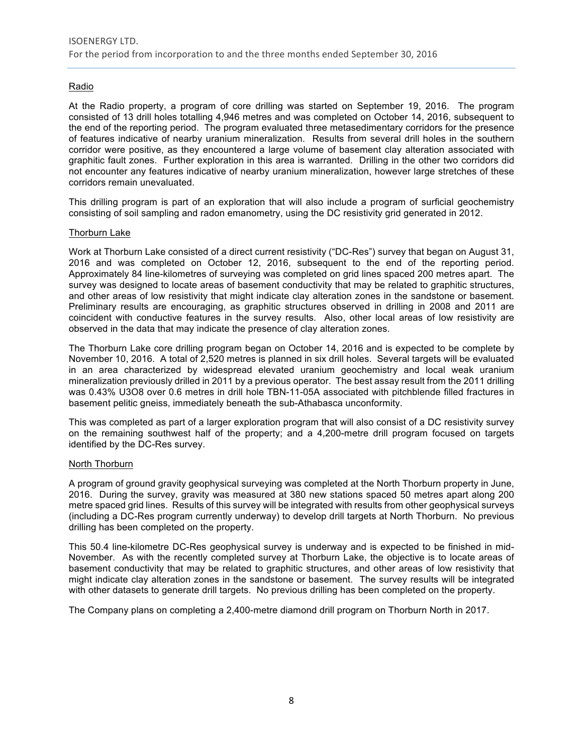### Radio

At the Radio property, a program of core drilling was started on September 19, 2016. The program consisted of 13 drill holes totalling 4,946 metres and was completed on October 14, 2016, subsequent to the end of the reporting period. The program evaluated three metasedimentary corridors for the presence of features indicative of nearby uranium mineralization. Results from several drill holes in the southern corridor were positive, as they encountered a large volume of basement clay alteration associated with graphitic fault zones. Further exploration in this area is warranted. Drilling in the other two corridors did not encounter any features indicative of nearby uranium mineralization, however large stretches of these corridors remain unevaluated.

This drilling program is part of an exploration that will also include a program of surficial geochemistry consisting of soil sampling and radon emanometry, using the DC resistivity grid generated in 2012.

### Thorburn Lake

Work at Thorburn Lake consisted of a direct current resistivity ("DC-Res") survey that began on August 31, 2016 and was completed on October 12, 2016, subsequent to the end of the reporting period. Approximately 84 line-kilometres of surveying was completed on grid lines spaced 200 metres apart. The survey was designed to locate areas of basement conductivity that may be related to graphitic structures, and other areas of low resistivity that might indicate clay alteration zones in the sandstone or basement. Preliminary results are encouraging, as graphitic structures observed in drilling in 2008 and 2011 are coincident with conductive features in the survey results. Also, other local areas of low resistivity are observed in the data that may indicate the presence of clay alteration zones.

The Thorburn Lake core drilling program began on October 14, 2016 and is expected to be complete by November 10, 2016. A total of 2,520 metres is planned in six drill holes. Several targets will be evaluated in an area characterized by widespread elevated uranium geochemistry and local weak uranium mineralization previously drilled in 2011 by a previous operator. The best assay result from the 2011 drilling was 0.43% $U_3O_8$ over 0.6 metres in drill hole TBN-11-05A associated with pitchblende filled fractures in basement pelitic gneiss, immediately beneath the sub-Athabasca unconformity.

This was completed as part of a larger exploration program that will also consist of a DC resistivity survey on the remaining southwest half of the property; and a 4,200-metre drill program focused on targets identified by the DC-Res survey.

### North Thorburn

A program of ground gravity geophysical surveying was completed at the North Thorburn property in June, 2016. During the survey, gravity was measured at 380 new stations spaced 50 metres apart along 200 metre spaced grid lines. Results of this survey will be integrated with results from other geophysical surveys (including a DC-Res program currently underway) to develop drill targets at North Thorburn. No previous drilling has been completed on the property.

This 50.4 line-kilometre DC-Res geophysical survey is underway and is expected to be finished in mid-November. As with the recently completed survey at Thorburn Lake, the objective is to locate areas of basement conductivity that may be related to graphitic structures, and other areas of low resistivity that might indicate clay alteration zones in the sandstone or basement. The survey results will be integrated with other datasets to generate drill targets. No previous drilling has been completed on the property.

The Company plans on completing a 2,400-metre diamond drill program on Thorburn North in 2017.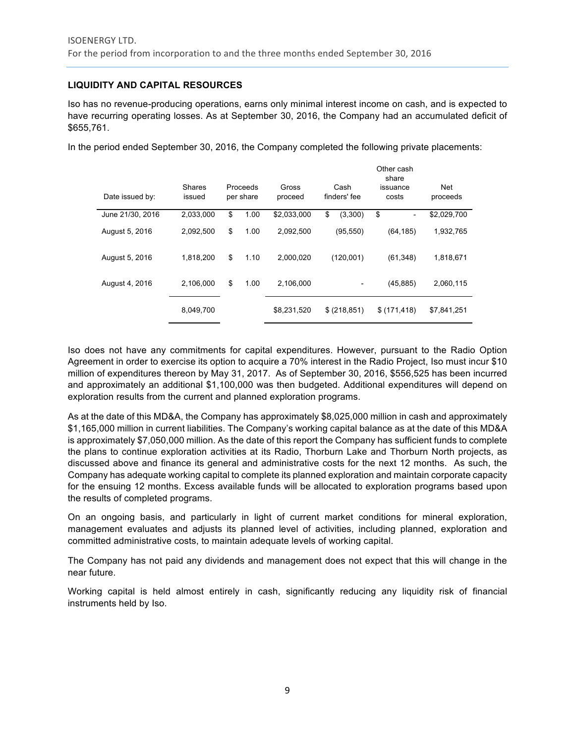## LIQUIDITY AND CAPITAL RESOURCES

Iso has no revenue-producing operations, earns only minimal interest income on cash, and is expected to have recurring operating losses. As at September 30, 2016, the Company had an accumulated deficit of $655,761.

In the period ended September 30, 2016, the Company completed the following private placements:

| Date issued by: | Shares issued | Proceeds per share | Gross proceed | Cash finders' fee | Other cash share issuance costs | Net proceeds |
|---|---|---|---|---|---|---|
| June 21/30, 2016 | 2,033,000 | $ 1.00 | $2,033,000 | $ (3,300) | $ - | $2,029,700 |
| August 5, 2016 | 2,092,500 | $ 1.00 | 2,092,500 | (95,550) | (64,185) | 1,932,765 |
| August 5, 2016 | 1,818,200 | $ 1.10 | 2,000,020 | (120,001) | (61,348) | 1,818,671 |
| August 4, 2016 | 2,106,000 | $ 1.00 | 2,106,000 | - | (45,885) | 2,060,115 |
| | 8,049,700 | | $8,231,520 | $ (218,851) | $ (171,418) | $7,841,251 |

Iso does not have any commitments for capital expenditures. However, pursuant to the Radio Option Agreement in order to exercise its option to acquire a 70% interest in the Radio Project, Iso must incur $10 million of expenditures thereon by May 31, 2017. As of September 30, 2016, $556,525 has been incurred and approximately an additional $1,100,000 was then budgeted. Additional expenditures will depend on exploration results from the current and planned exploration programs.

As at the date of this MD&A, the Company has approximately $8,025,000 million in cash and approximately $1,165,000 million in current liabilities. The Company's working capital balance as at the date of this MD&A is approximately $7,050,000 million. As the date of this report the Company has sufficient funds to complete the plans to continue exploration activities at its Radio, Thorburn Lake and Thorburn North projects, as discussed above and finance its general and administrative costs for the next 12 months. As such, the Company has adequate working capital to complete its planned exploration and maintain corporate capacity for the ensuing 12 months. Excess available funds will be allocated to exploration programs based upon the results of completed programs.

On an ongoing basis, and particularly in light of current market conditions for mineral exploration, management evaluates and adjusts its planned level of activities, including planned, exploration and committed administrative costs, to maintain adequate levels of working capital.

The Company has not paid any dividends and management does not expect that this will change in the near future.

Working capital is held almost entirely in cash, significantly reducing any liquidity risk of financial instruments held by Iso.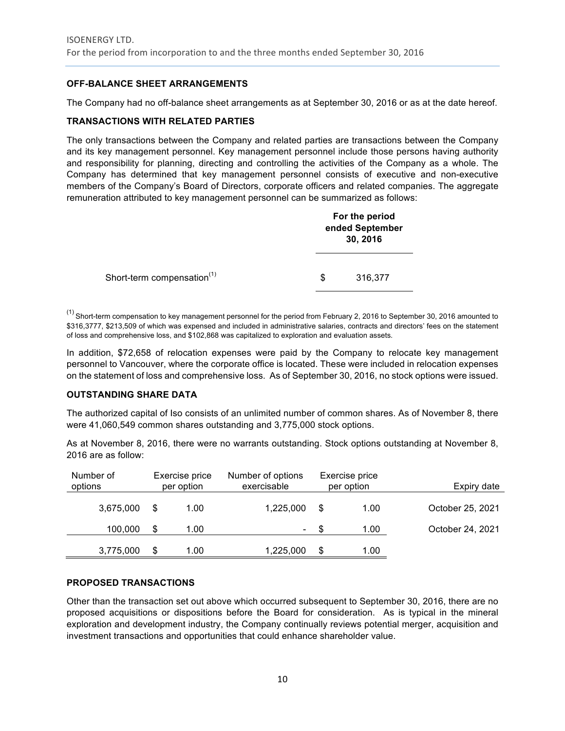## OFF-BALANCE SHEET ARRANGEMENTS

The Company had no off-balance sheet arrangements as at September 30, 2016 or as at the date hereof.

## TRANSACTIONS WITH RELATED PARTIES

The only transactions between the Company and related parties are transactions between the Company and its key management personnel. Key management personnel include those persons having authority and responsibility for planning, directing and controlling the activities of the Company as a whole. The Company has determined that key management personnel consists of executive and non-executive members of the Company's Board of Directors, corporate officers and related companies. The aggregate remuneration attributed to key management personnel can be summarized as follows:

| | For the period ended September 30, 2016 |
|---|---|
| Short-term compensation[(1)] | $ 316,377 |

[(1)] Short-term compensation to key management personnel for the period from February 2, 2016 to September 30, 2016 amounted to $316,3777, $213,509 of which was expensed and included in administrative salaries, contracts and directors' fees on the statement of loss and comprehensive loss, and $102,868 was capitalized to exploration and evaluation assets.

In addition, $72,658 of relocation expenses were paid by the Company to relocate key management personnel to Vancouver, where the corporate office is located. These were included in relocation expenses on the statement of loss and comprehensive loss. As of September 30, 2016, no stock options were issued.

## OUTSTANDING SHARE DATA

The authorized capital of Iso consists of an unlimited number of common shares. As of November 8, there were 41,060,549 common shares outstanding and 3,775,000 stock options.

As at November 8, 2016, there were no warrants outstanding. Stock options outstanding at November 8, 2016 are as follow:

| Number of options | Exercise price per option | Number of options exercisable | Exercise price per option | Expiry date |
|---|---|---|---|---|
| 3,675,000 | $ 1.00 | 1,225,000 | $ 1.00 | October 25, 2021 |
| 100,000 | $ 1.00 | - | $ 1.00 | October 24, 2021 |
| 3,775,000 | $ 1.00 | 1,225,000 | $ 1.00 | |

## PROPOSED TRANSACTIONS

Other than the transaction set out above which occurred subsequent to September 30, 2016, there are no proposed acquisitions or dispositions before the Board for consideration. As is typical in the mineral exploration and development industry, the Company continually reviews potential merger, acquisition and investment transactions and opportunities that could enhance shareholder value.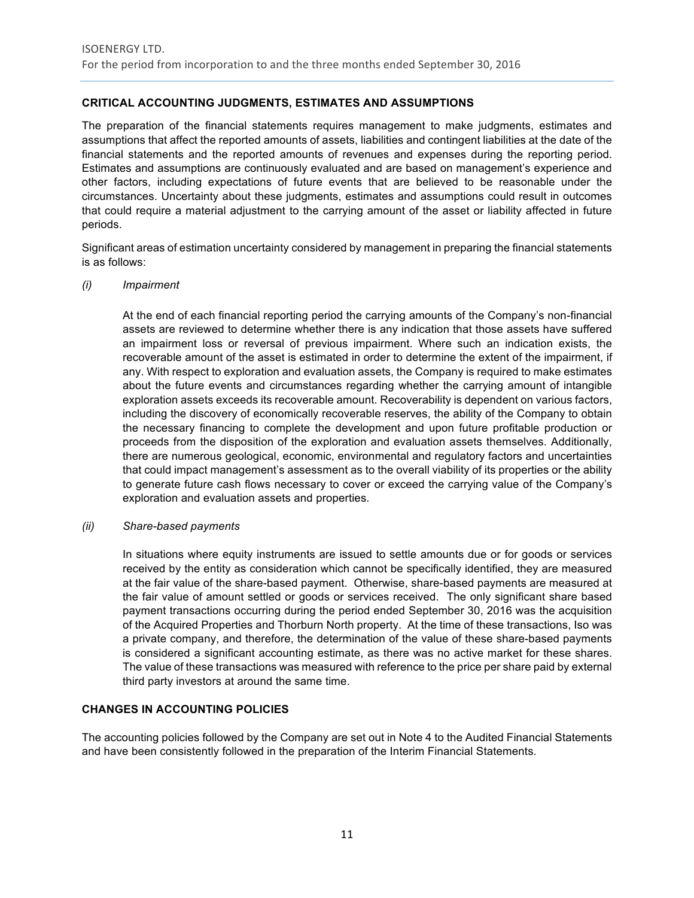## CRITICAL ACCOUNTING JUDGMENTS, ESTIMATES AND ASSUMPTIONS

The preparation of the financial statements requires management to make judgments, estimates and assumptions that affect the reported amounts of assets, liabilities and contingent liabilities at the date of the financial statements and the reported amounts of revenues and expenses during the reporting period. Estimates and assumptions are continuously evaluated and are based on management's experience and other factors, including expectations of future events that are believed to be reasonable under the circumstances. Uncertainty about these judgments, estimates and assumptions could result in outcomes that could require a material adjustment to the carrying amount of the asset or liability affected in future periods.

Significant areas of estimation uncertainty considered by management in preparing the financial statements is as follows:

*(i) Impairment*

At the end of each financial reporting period the carrying amounts of the Company's non-financial assets are reviewed to determine whether there is any indication that those assets have suffered an impairment loss or reversal of previous impairment. Where such an indication exists, the recoverable amount of the asset is estimated in order to determine the extent of the impairment, if any. With respect to exploration and evaluation assets, the Company is required to make estimates about the future events and circumstances regarding whether the carrying amount of intangible exploration assets exceeds its recoverable amount. Recoverability is dependent on various factors, including the discovery of economically recoverable reserves, the ability of the Company to obtain the necessary financing to complete the development and upon future profitable production or proceeds from the disposition of the exploration and evaluation assets themselves. Additionally, there are numerous geological, economic, environmental and regulatory factors and uncertainties that could impact management's assessment as to the overall viability of its properties or the ability to generate future cash flows necessary to cover or exceed the carrying value of the Company's exploration and evaluation assets and properties.

*(ii) Share-based payments*

In situations where equity instruments are issued to settle amounts due or for goods or services received by the entity as consideration which cannot be specifically identified, they are measured at the fair value of the share-based payment. Otherwise, share-based payments are measured at the fair value of amount settled or goods or services received. The only significant share based payment transactions occurring during the period ended September 30, 2016 was the acquisition of the Acquired Properties and Thorburn North property. At the time of these transactions, Iso was a private company, and therefore, the determination of the value of these share-based payments is considered a significant accounting estimate, as there was no active market for these shares. The value of these transactions was measured with reference to the price per share paid by external third party investors at around the same time.

## CHANGES IN ACCOUNTING POLICIES

The accounting policies followed by the Company are set out in Note 4 to the Audited Financial Statements and have been consistently followed in the preparation of the Interim Financial Statements.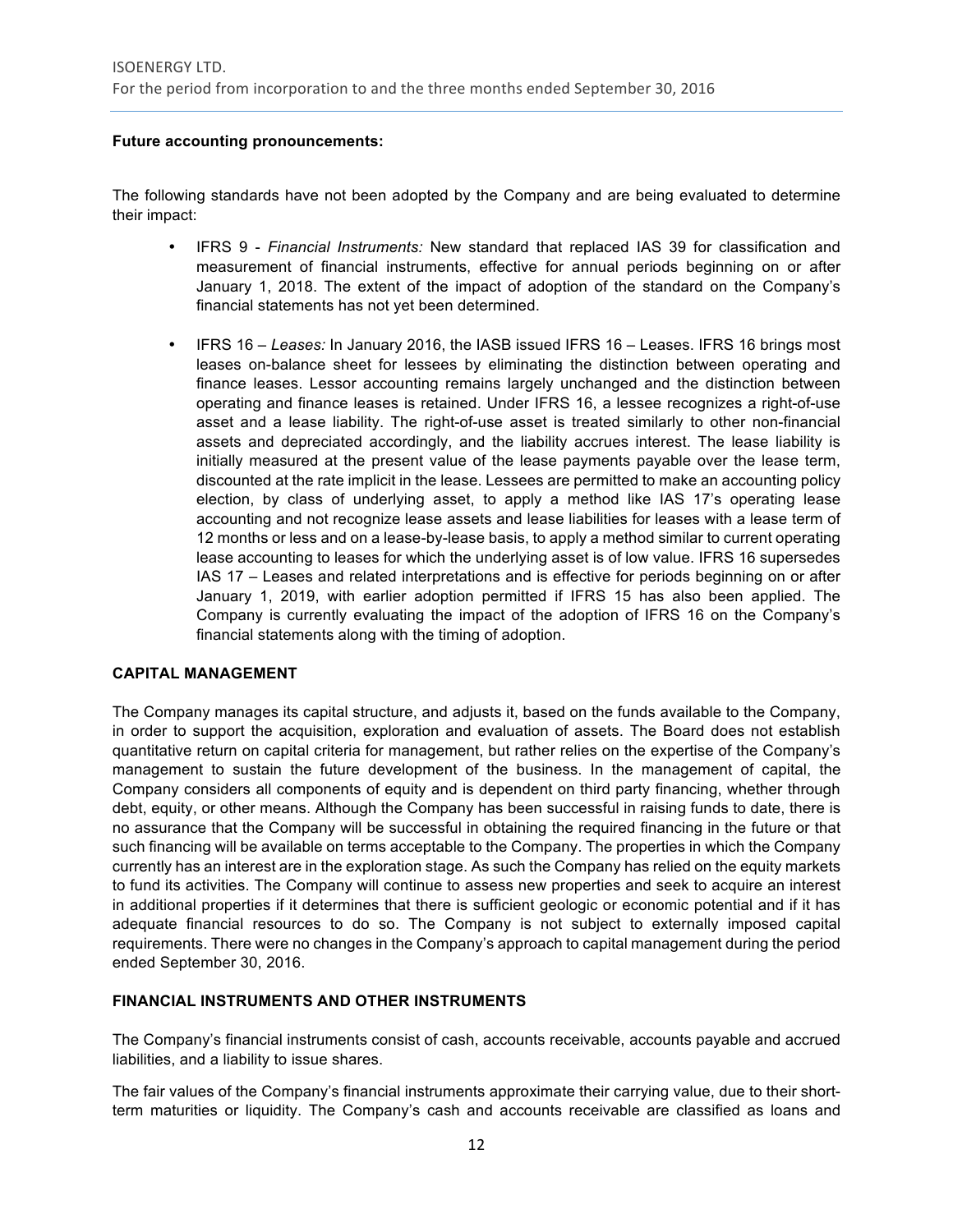**Future accounting pronouncements:**

The following standards have not been adopted by the Company and are being evaluated to determine their impact:

- IFRS 9 - *Financial Instruments:* New standard that replaced IAS 39 for classification and measurement of financial instruments, effective for annual periods beginning on or after January 1, 2018. The extent of the impact of adoption of the standard on the Company's financial statements has not yet been determined.

- IFRS 16 – *Leases:* In January 2016, the IASB issued IFRS 16 – Leases. IFRS 16 brings most leases on-balance sheet for lessees by eliminating the distinction between operating and finance leases. Lessor accounting remains largely unchanged and the distinction between operating and finance leases is retained. Under IFRS 16, a lessee recognizes a right-of-use asset and a lease liability. The right-of-use asset is treated similarly to other non-financial assets and depreciated accordingly, and the liability accrues interest. The lease liability is initially measured at the present value of the lease payments payable over the lease term, discounted at the rate implicit in the lease. Lessees are permitted to make an accounting policy election, by class of underlying asset, to apply a method like IAS 17's operating lease accounting and not recognize lease assets and lease liabilities for leases with a lease term of 12 months or less and on a lease-by-lease basis, to apply a method similar to current operating lease accounting to leases for which the underlying asset is of low value. IFRS 16 supersedes IAS 17 – Leases and related interpretations and is effective for periods beginning on or after January 1, 2019, with earlier adoption permitted if IFRS 15 has also been applied. The Company is currently evaluating the impact of the adoption of IFRS 16 on the Company's financial statements along with the timing of adoption.

## CAPITAL MANAGEMENT

The Company manages its capital structure, and adjusts it, based on the funds available to the Company, in order to support the acquisition, exploration and evaluation of assets. The Board does not establish quantitative return on capital criteria for management, but rather relies on the expertise of the Company's management to sustain the future development of the business. In the management of capital, the Company considers all components of equity and is dependent on third party financing, whether through debt, equity, or other means. Although the Company has been successful in raising funds to date, there is no assurance that the Company will be successful in obtaining the required financing in the future or that such financing will be available on terms acceptable to the Company. The properties in which the Company currently has an interest are in the exploration stage. As such the Company has relied on the equity markets to fund its activities. The Company will continue to assess new properties and seek to acquire an interest in additional properties if it determines that there is sufficient geologic or economic potential and if it has adequate financial resources to do so. The Company is not subject to externally imposed capital requirements. There were no changes in the Company's approach to capital management during the period ended September 30, 2016.

## FINANCIAL INSTRUMENTS AND OTHER INSTRUMENTS

The Company's financial instruments consist of cash, accounts receivable, accounts payable and accrued liabilities, and a liability to issue shares.

The fair values of the Company's financial instruments approximate their carrying value, due to their short-term maturities or liquidity. The Company's cash and accounts receivable are classified as loans and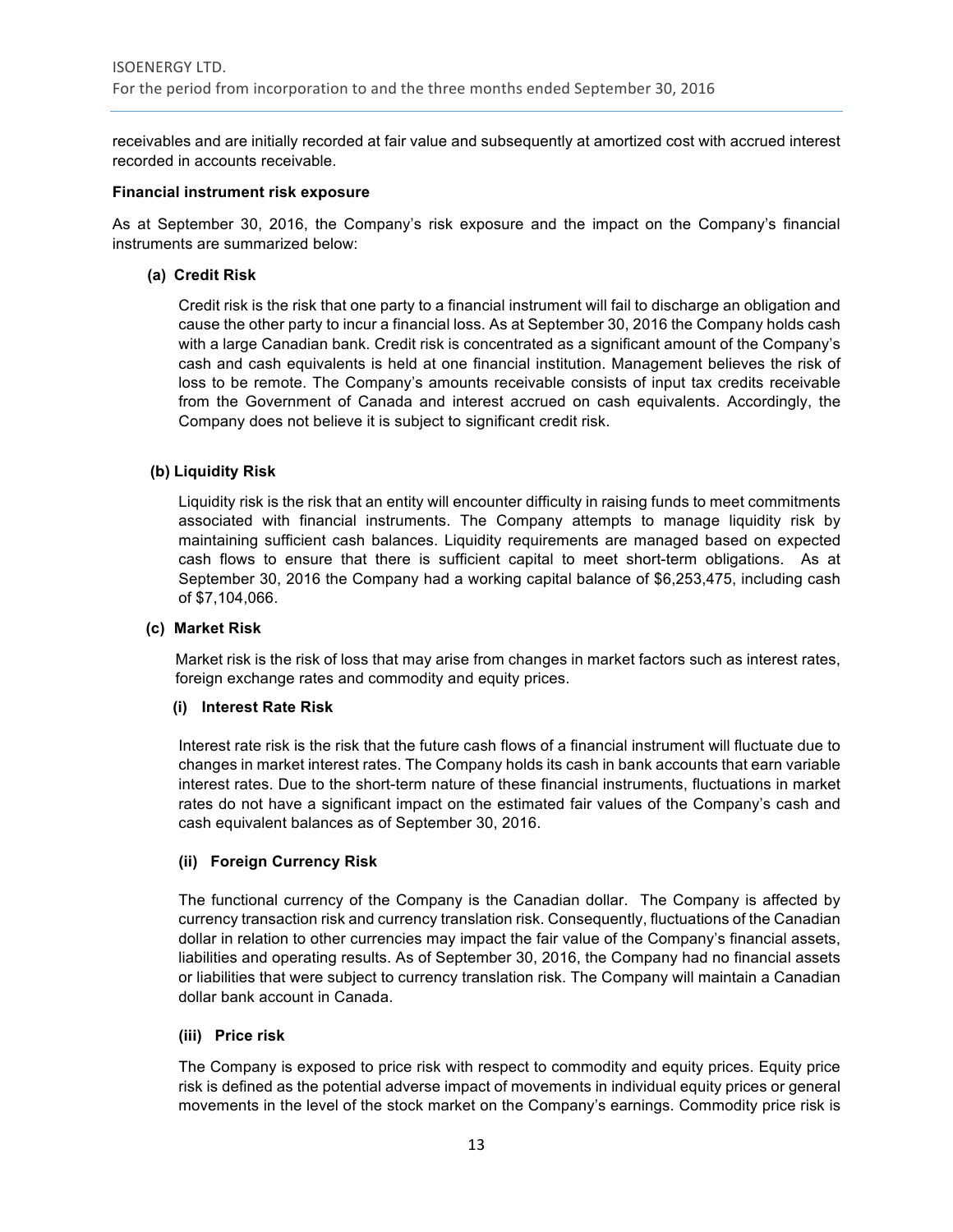receivables and are initially recorded at fair value and subsequently at amortized cost with accrued interest recorded in accounts receivable.

**Financial instrument risk exposure**

As at September 30, 2016, the Company's risk exposure and the impact on the Company's financial instruments are summarized below:

**(a) Credit Risk**

Credit risk is the risk that one party to a financial instrument will fail to discharge an obligation and cause the other party to incur a financial loss. As at September 30, 2016 the Company holds cash with a large Canadian bank. Credit risk is concentrated as a significant amount of the Company's cash and cash equivalents is held at one financial institution. Management believes the risk of loss to be remote. The Company's amounts receivable consists of input tax credits receivable from the Government of Canada and interest accrued on cash equivalents. Accordingly, the Company does not believe it is subject to significant credit risk.

**(b) Liquidity Risk**

Liquidity risk is the risk that an entity will encounter difficulty in raising funds to meet commitments associated with financial instruments. The Company attempts to manage liquidity risk by maintaining sufficient cash balances. Liquidity requirements are managed based on expected cash flows to ensure that there is sufficient capital to meet short-term obligations. As at September 30, 2016 the Company had a working capital balance of $6,253,475, including cash of $7,104,066.

**(c) Market Risk**

Market risk is the risk of loss that may arise from changes in market factors such as interest rates, foreign exchange rates and commodity and equity prices.

**(i) Interest Rate Risk**

Interest rate risk is the risk that the future cash flows of a financial instrument will fluctuate due to changes in market interest rates. The Company holds its cash in bank accounts that earn variable interest rates. Due to the short-term nature of these financial instruments, fluctuations in market rates do not have a significant impact on the estimated fair values of the Company's cash and cash equivalent balances as of September 30, 2016.

**(ii) Foreign Currency Risk**

The functional currency of the Company is the Canadian dollar. The Company is affected by currency transaction risk and currency translation risk. Consequently, fluctuations of the Canadian dollar in relation to other currencies may impact the fair value of the Company's financial assets, liabilities and operating results. As of September 30, 2016, the Company had no financial assets or liabilities that were subject to currency translation risk. The Company will maintain a Canadian dollar bank account in Canada.

**(iii) Price risk**

The Company is exposed to price risk with respect to commodity and equity prices. Equity price risk is defined as the potential adverse impact of movements in individual equity prices or general movements in the level of the stock market on the Company's earnings. Commodity price risk is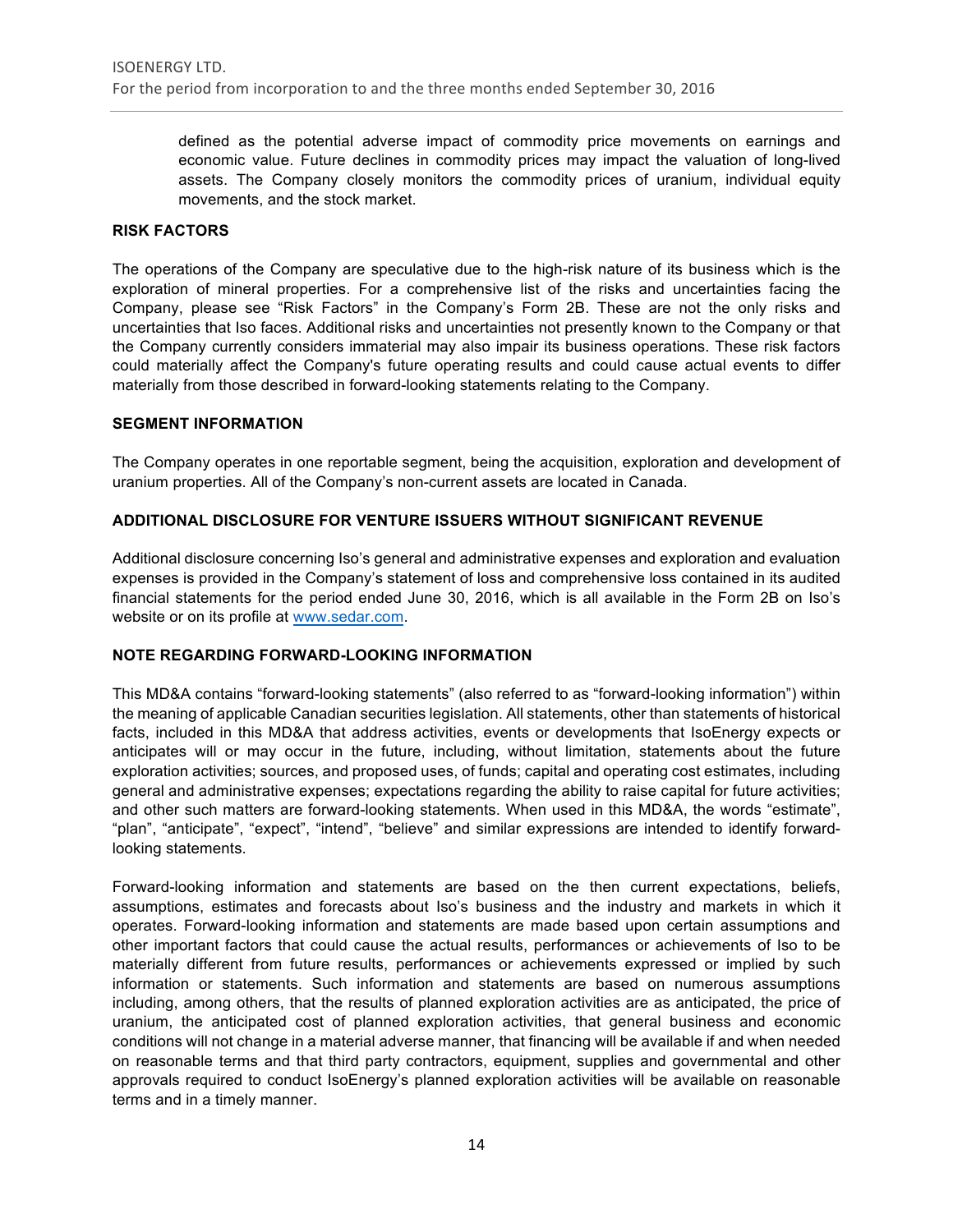defined as the potential adverse impact of commodity price movements on earnings and economic value. Future declines in commodity prices may impact the valuation of long-lived assets. The Company closely monitors the commodity prices of uranium, individual equity movements, and the stock market.

## RISK FACTORS

The operations of the Company are speculative due to the high-risk nature of its business which is the exploration of mineral properties. For a comprehensive list of the risks and uncertainties facing the Company, please see "Risk Factors" in the Company's Form 2B. These are not the only risks and uncertainties that Iso faces. Additional risks and uncertainties not presently known to the Company or that the Company currently considers immaterial may also impair its business operations. These risk factors could materially affect the Company's future operating results and could cause actual events to differ materially from those described in forward-looking statements relating to the Company.

## SEGMENT INFORMATION

The Company operates in one reportable segment, being the acquisition, exploration and development of uranium properties. All of the Company's non-current assets are located in Canada.

## ADDITIONAL DISCLOSURE FOR VENTURE ISSUERS WITHOUT SIGNIFICANT REVENUE

Additional disclosure concerning Iso's general and administrative expenses and exploration and evaluation expenses is provided in the Company's statement of loss and comprehensive loss contained in its audited financial statements for the period ended June 30, 2016, which is all available in the Form 2B on Iso's website or on its profile at www.sedar.com.

## NOTE REGARDING FORWARD-LOOKING INFORMATION

This MD&A contains "forward-looking statements" (also referred to as "forward-looking information") within the meaning of applicable Canadian securities legislation. All statements, other than statements of historical facts, included in this MD&A that address activities, events or developments that IsoEnergy expects or anticipates will or may occur in the future, including, without limitation, statements about the future exploration activities; sources, and proposed uses, of funds; capital and operating cost estimates, including general and administrative expenses; expectations regarding the ability to raise capital for future activities; and other such matters are forward-looking statements. When used in this MD&A, the words "estimate", "plan", "anticipate", "expect", "intend", "believe" and similar expressions are intended to identify forward-looking statements.

Forward-looking information and statements are based on the then current expectations, beliefs, assumptions, estimates and forecasts about Iso's business and the industry and markets in which it operates. Forward-looking information and statements are made based upon certain assumptions and other important factors that could cause the actual results, performances or achievements of Iso to be materially different from future results, performances or achievements expressed or implied by such information or statements. Such information and statements are based on numerous assumptions including, among others, that the results of planned exploration activities are as anticipated, the price of uranium, the anticipated cost of planned exploration activities, that general business and economic conditions will not change in a material adverse manner, that financing will be available if and when needed on reasonable terms and that third party contractors, equipment, supplies and governmental and other approvals required to conduct IsoEnergy's planned exploration activities will be available on reasonable terms and in a timely manner.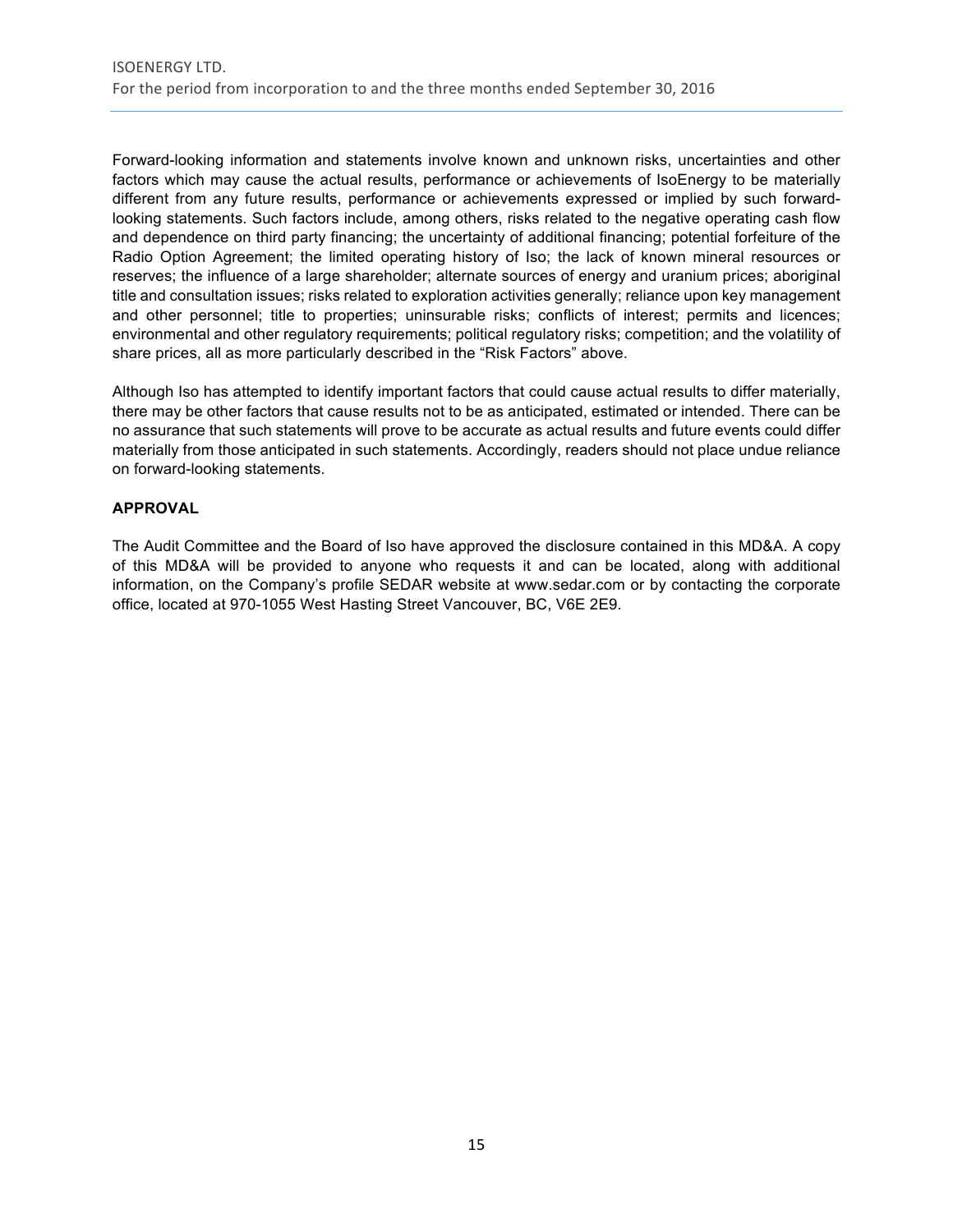Forward-looking information and statements involve known and unknown risks, uncertainties and other factors which may cause the actual results, performance or achievements of IsoEnergy to be materially different from any future results, performance or achievements expressed or implied by such forward-looking statements. Such factors include, among others, risks related to the negative operating cash flow and dependence on third party financing; the uncertainty of additional financing; potential forfeiture of the Radio Option Agreement; the limited operating history of Iso; the lack of known mineral resources or reserves; the influence of a large shareholder; alternate sources of energy and uranium prices; aboriginal title and consultation issues; risks related to exploration activities generally; reliance upon key management and other personnel; title to properties; uninsurable risks; conflicts of interest; permits and licences; environmental and other regulatory requirements; political regulatory risks; competition; and the volatility of share prices, all as more particularly described in the "Risk Factors" above.

Although Iso has attempted to identify important factors that could cause actual results to differ materially, there may be other factors that cause results not to be as anticipated, estimated or intended. There can be no assurance that such statements will prove to be accurate as actual results and future events could differ materially from those anticipated in such statements. Accordingly, readers should not place undue reliance on forward-looking statements.

## APPROVAL

The Audit Committee and the Board of Iso have approved the disclosure contained in this MD&A. A copy of this MD&A will be provided to anyone who requests it and can be located, along with additional information, on the Company's profile SEDAR website at www.sedar.com or by contacting the corporate office, located at 970-1055 West Hasting Street Vancouver, BC, V6E 2E9.